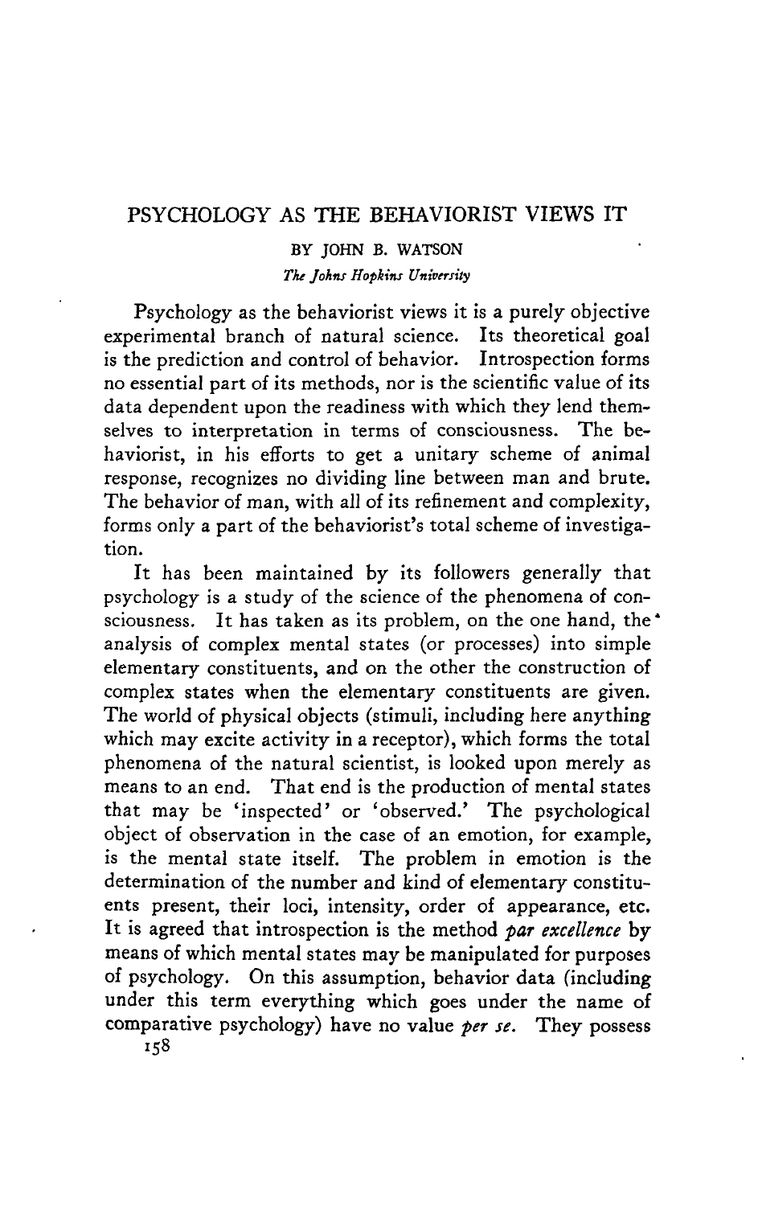# PSYCHOLOGY AS THE BEHAVIORIST VIEWS IT

BY JOHN B. WATSON

*The Johns Hopkins University*

Psychology as the behaviorist views it is a purely objective experimental branch of natural science. Its theoretical goal is the prediction and control of behavior. Introspection forms no essential part of its methods, nor is the scientific value of its data dependent upon the readiness with which they lend themselves to interpretation in terms of consciousness. The behaviorist, in his efforts to get a unitary scheme of animal response, recognizes no dividing line between man and brute. The behavior of man, with all of its refinement and complexity, forms only a part of the behaviorist's total scheme of investigation.

It has been maintained by its followers generally that psychology is a study of the science of the phenomena of consciousness. It has taken as its problem, on the one hand, the analysis of complex mental states (or processes) into simple elementary constituents, and on the other the construction of complex states when the elementary constituents are given. The world of physical objects (stimuli, including here anything which may excite activity in a receptor), which forms the total phenomena of the natural scientist, is looked upon merely as means to an end. That end is the production of mental states that may be 'inspected' or 'observed.' The psychological object of observation in the case of an emotion, for example, is the mental state itself. The problem in emotion is the determination of the number and kind of elementary constituents present, their loci, intensity, order of appearance, etc. It is agreed that introspection is the method *par excellence* by means of which mental states may be manipulated for purposes of psychology. On this assumption, behavior data (including under this term everything which goes under the name of comparative psychology) have no value *per se*. They possess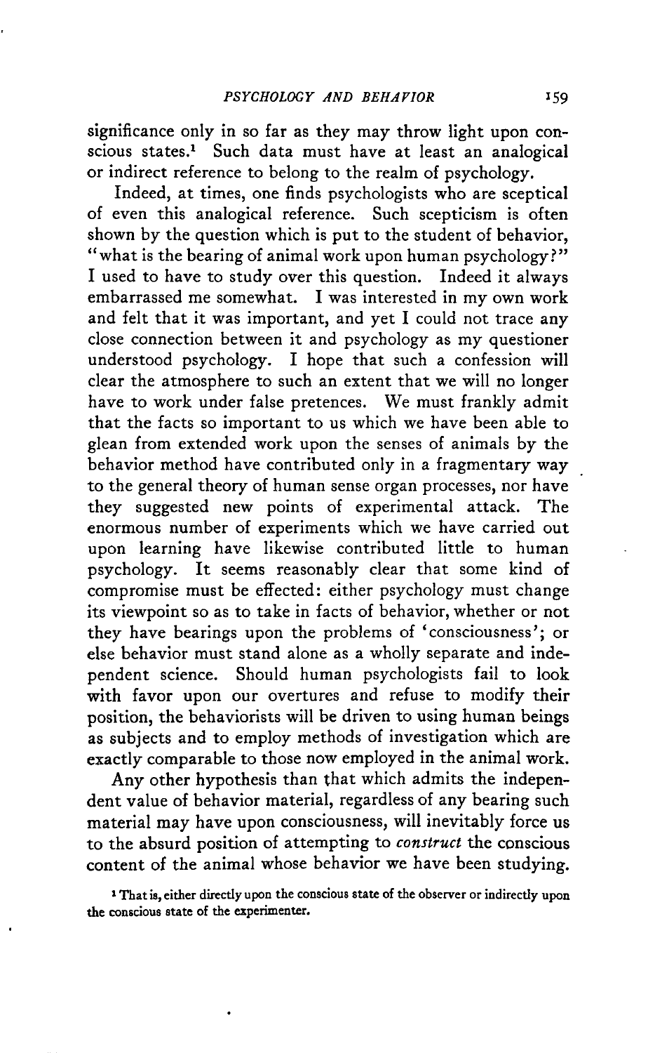significance only in so far as they may throw light upon conscious states.[1] Such data must have at least an analogical or indirect reference to belong to the realm of psychology.

Indeed, at times, one finds psychologists who are sceptical of even this analogical reference. Such scepticism is often shown by the question which is put to the student of behavior, "what is the bearing of animal work upon human psychology?" I used to have to study over this question. Indeed it always embarrassed me somewhat. I was interested in my own work and felt that it was important, and yet I could not trace any close connection between it and psychology as my questioner understood psychology. I hope that such a confession will clear the atmosphere to such an extent that we will no longer have to work under false pretences. We must frankly admit that the facts so important to us which we have been able to glean from extended work upon the senses of animals by the behavior method have contributed only in a fragmentary way to the general theory of human sense organ processes, nor have they suggested new points of experimental attack. The enormous number of experiments which we have carried out upon learning have likewise contributed little to human psychology. It seems reasonably clear that some kind of compromise must be effected: either psychology must change its viewpoint so as to take in facts of behavior, whether or not they have bearings upon the problems of 'consciousness'; or else behavior must stand alone as a wholly separate and independent science. Should human psychologists fail to look with favor upon our overtures and refuse to modify their position, the behaviorists will be driven to using human beings as subjects and to employ methods of investigation which are exactly comparable to those now employed in the animal work.

Any other hypothesis than that which admits the independent value of behavior material, regardless of any bearing such material may have upon consciousness, will inevitably force us to the absurd position of attempting to *construct* the conscious content of the animal whose behavior we have been studying.

[1] That is, either directly upon the conscious state of the observer or indirectly upon the conscious state of the experimenter.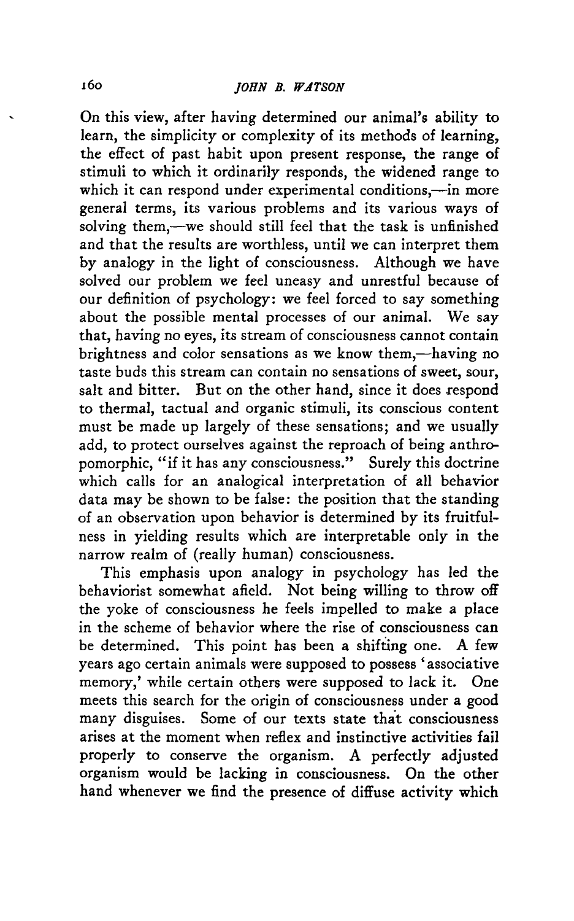On this view, after having determined our animal's ability to learn, the simplicity or complexity of its methods of learning, the effect of past habit upon present response, the range of stimuli to which it ordinarily responds, the widened range to which it can respond under experimental conditions,—in more general terms, its various problems and its various ways of solving them,—we should still feel that the task is unfinished and that the results are worthless, until we can interpret them by analogy in the light of consciousness. Although we have solved our problem we feel uneasy and unrestful because of our definition of psychology: we feel forced to say something about the possible mental processes of our animal. We say that, having no eyes, its stream of consciousness cannot contain brightness and color sensations as we know them,—having no taste buds this stream can contain no sensations of sweet, sour, salt and bitter. But on the other hand, since it does respond to thermal, tactual and organic stimuli, its conscious content must be made up largely of these sensations; and we usually add, to protect ourselves against the reproach of being anthropomorphic, "if it has any consciousness." Surely this doctrine which calls for an analogical interpretation of all behavior data may be shown to be false: the position that the standing of an observation upon behavior is determined by its fruitfulness in yielding results which are interpretable only in the narrow realm of (really human) consciousness.

This emphasis upon analogy in psychology has led the behaviorist somewhat afield. Not being willing to throw off the yoke of consciousness he feels impelled to make a place in the scheme of behavior where the rise of consciousness can be determined. This point has been a shifting one. A few years ago certain animals were supposed to possess 'associative memory,' while certain others were supposed to lack it. One meets this search for the origin of consciousness under a good many disguises. Some of our texts state that consciousness arises at the moment when reflex and instinctive activities fail properly to conserve the organism. A perfectly adjusted organism would be lacking in consciousness. On the other hand whenever we find the presence of diffuse activity which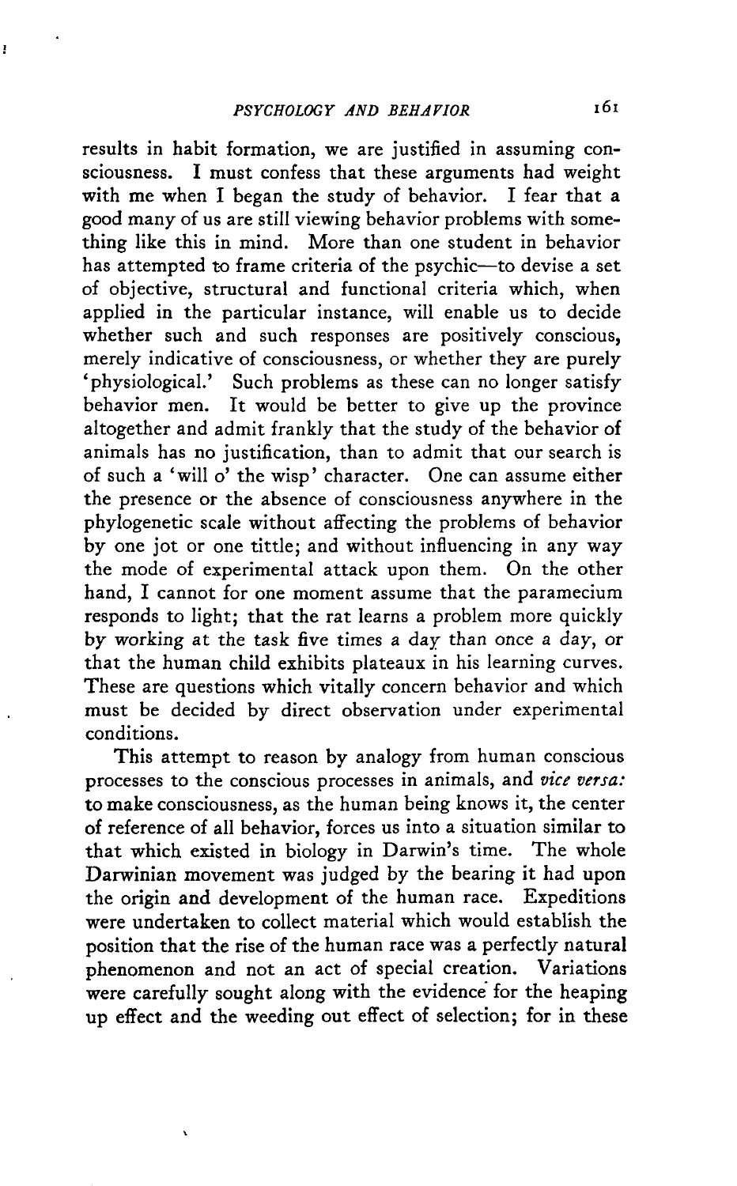results in habit formation, we are justified in assuming consciousness. I must confess that these arguments had weight with me when I began the study of behavior. I fear that a good many of us are still viewing behavior problems with something like this in mind. More than one student in behavior has attempted to frame criteria of the psychic—to devise a set of objective, structural and functional criteria which, when applied in the particular instance, will enable us to decide whether such and such responses are positively conscious, merely indicative of consciousness, or whether they are purely 'physiological.' Such problems as these can no longer satisfy behavior men. It would be better to give up the province altogether and admit frankly that the study of the behavior of animals has no justification, than to admit that our search is of such a 'will o' the wisp' character. One can assume either the presence or the absence of consciousness anywhere in the phylogenetic scale without affecting the problems of behavior by one jot or one tittle; and without influencing in any way the mode of experimental attack upon them. On the other hand, I cannot for one moment assume that the paramecium responds to light; that the rat learns a problem more quickly by working at the task five times a day than once a day, or that the human child exhibits plateaux in his learning curves. These are questions which vitally concern behavior and which must be decided by direct observation under experimental conditions.

This attempt to reason by analogy from human conscious processes to the conscious processes in animals, and *vice versa:* to make consciousness, as the human being knows it, the center of reference of all behavior, forces us into a situation similar to that which existed in biology in Darwin's time. The whole Darwinian movement was judged by the bearing it had upon the origin and development of the human race. Expeditions were undertaken to collect material which would establish the position that the rise of the human race was a perfectly natural phenomenon and not an act of special creation. Variations were carefully sought along with the evidence for the heaping up effect and the weeding out effect of selection; for in these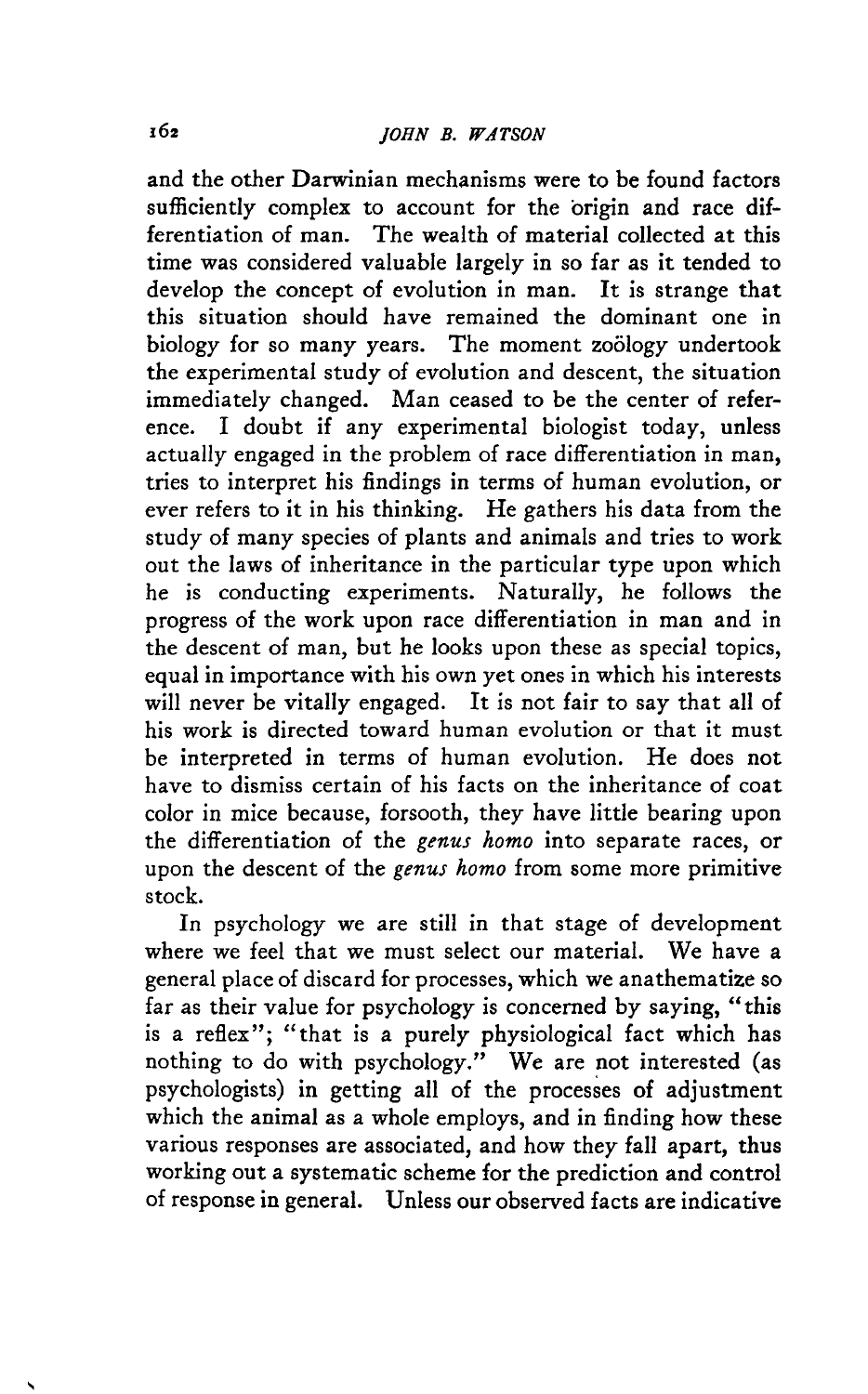and the other Darwinian mechanisms were to be found factors sufficiently complex to account for the origin and race differentiation of man. The wealth of material collected at this time was considered valuable largely in so far as it tended to develop the concept of evolution in man. It is strange that this situation should have remained the dominant one in biology for so many years. The moment zoölogy undertook the experimental study of evolution and descent, the situation immediately changed. Man ceased to be the center of reference. I doubt if any experimental biologist today, unless actually engaged in the problem of race differentiation in man, tries to interpret his findings in terms of human evolution, or ever refers to it in his thinking. He gathers his data from the study of many species of plants and animals and tries to work out the laws of inheritance in the particular type upon which he is conducting experiments. Naturally, he follows the progress of the work upon race differentiation in man and in the descent of man, but he looks upon these as special topics, equal in importance with his own yet ones in which his interests will never be vitally engaged. It is not fair to say that all of his work is directed toward human evolution or that it must be interpreted in terms of human evolution. He does not have to dismiss certain of his facts on the inheritance of coat color in mice because, forsooth, they have little bearing upon the differentiation of the *genus homo* into separate races, or upon the descent of the *genus homo* from some more primitive stock.

In psychology we are still in that stage of development where we feel that we must select our material. We have a general place of discard for processes, which we anathematize so far as their value for psychology is concerned by saying, "this is a reflex"; "that is a purely physiological fact which has nothing to do with psychology." We are not interested (as psychologists) in getting all of the processes of adjustment which the animal as a whole employs, and in finding how these various responses are associated, and how they fall apart, thus working out a systematic scheme for the prediction and control of response in general. Unless our observed facts are indicative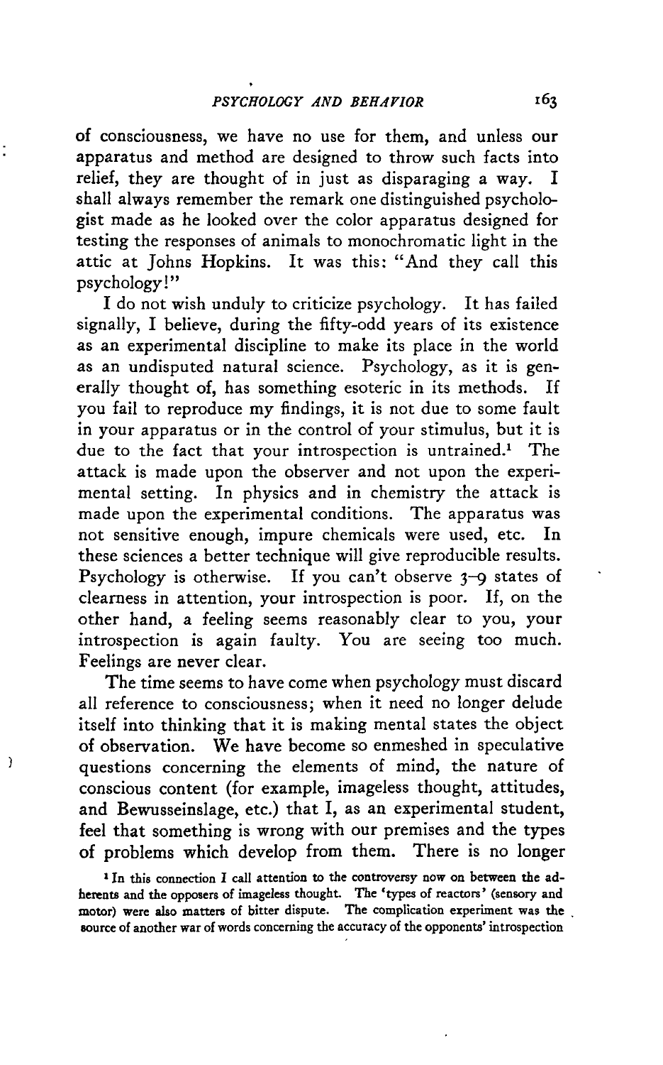of consciousness, we have no use for them, and unless our apparatus and method are designed to throw such facts into relief, they are thought of in just as disparaging a way. I shall always remember the remark one distinguished psychologist made as he looked over the color apparatus designed for testing the responses of animals to monochromatic light in the attic at Johns Hopkins. It was this: "And they call this psychology!"

I do not wish unduly to criticize psychology. It has failed signally, I believe, during the fifty-odd years of its existence as an experimental discipline to make its place in the world as an undisputed natural science. Psychology, as it is generally thought of, has something esoteric in its methods. If you fail to reproduce my findings, it is not due to some fault in your apparatus or in the control of your stimulus, but it is due to the fact that your introspection is untrained.[1] The attack is made upon the observer and not upon the experimental setting. In physics and in chemistry the attack is made upon the experimental conditions. The apparatus was not sensitive enough, impure chemicals were used, etc. In these sciences a better technique will give reproducible results. Psychology is otherwise. If you can't observe 3–9 states of clearness in attention, your introspection is poor. If, on the other hand, a feeling seems reasonably clear to you, your introspection is again faulty. You are seeing too much. Feelings are never clear.

The time seems to have come when psychology must discard all reference to consciousness; when it need no longer delude itself into thinking that it is making mental states the object of observation. We have become so enmeshed in speculative questions concerning the elements of mind, the nature of conscious content (for example, imageless thought, attitudes, and Bewusseinslage, etc.) that I, as an experimental student, feel that something is wrong with our premises and the types of problems which develop from them. There is no longer

[1] In this connection I call attention to the controversy now on between the adherents and the opposers of imageless thought. The 'types of reactors' (sensory and motor) were also matters of bitter dispute. The complication experiment was the source of another war of words concerning the accuracy of the opponents' introspection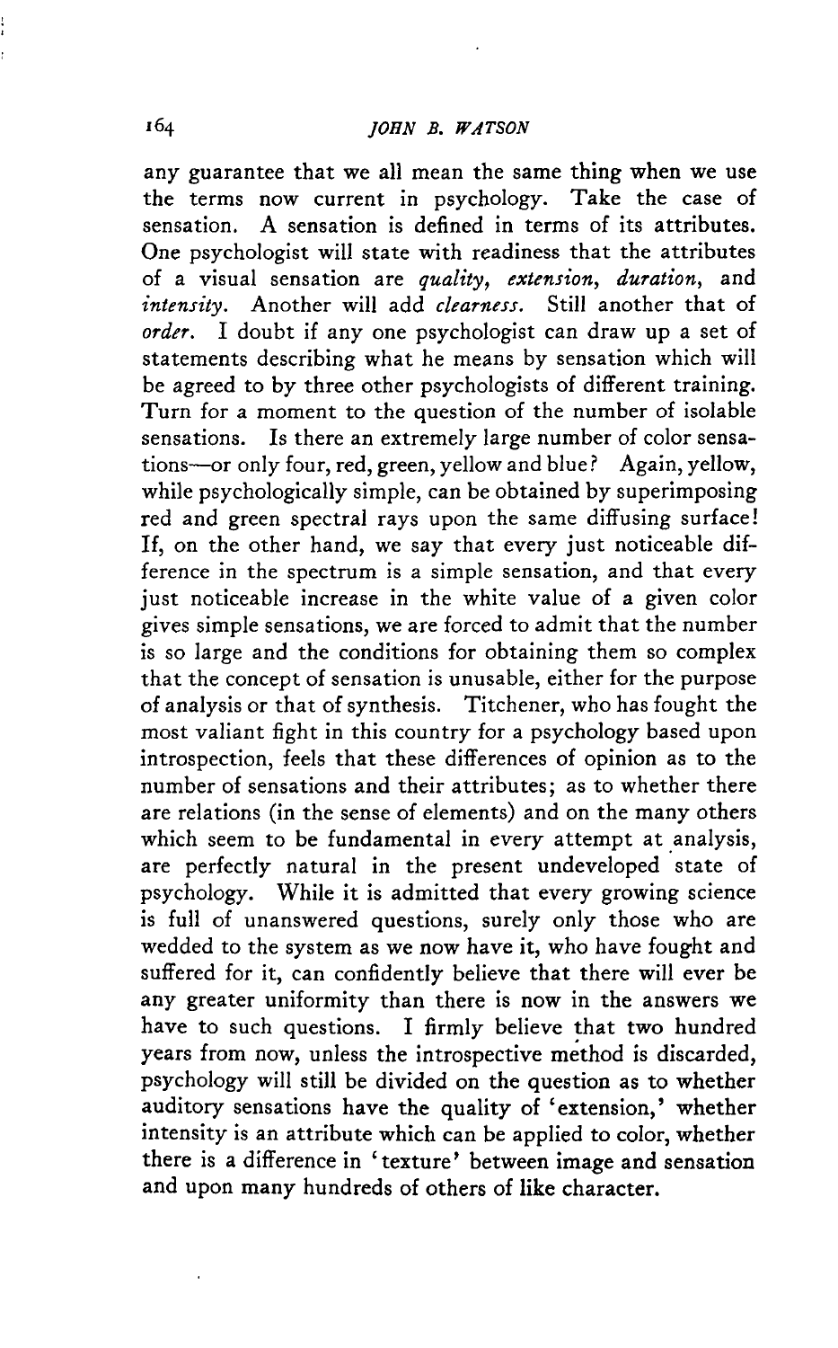any guarantee that we all mean the same thing when we use the terms now current in psychology. Take the case of sensation. A sensation is defined in terms of its attributes. One psychologist will state with readiness that the attributes of a visual sensation are *quality*, *extension*, *duration*, and *intensity*. Another will add *clearness*. Still another that of *order*. I doubt if any one psychologist can draw up a set of statements describing what he means by sensation which will be agreed to by three other psychologists of different training. Turn for a moment to the question of the number of isolable sensations. Is there an extremely large number of color sensations—or only four, red, green, yellow and blue? Again, yellow, while psychologically simple, can be obtained by superimposing red and green spectral rays upon the same diffusing surface! If, on the other hand, we say that every just noticeable difference in the spectrum is a simple sensation, and that every just noticeable increase in the white value of a given color gives simple sensations, we are forced to admit that the number is so large and the conditions for obtaining them so complex that the concept of sensation is unusable, either for the purpose of analysis or that of synthesis. Titchener, who has fought the most valiant fight in this country for a psychology based upon introspection, feels that these differences of opinion as to the number of sensations and their attributes; as to whether there are relations (in the sense of elements) and on the many others which seem to be fundamental in every attempt at analysis, are perfectly natural in the present undeveloped state of psychology. While it is admitted that every growing science is full of unanswered questions, surely only those who are wedded to the system as we now have it, who have fought and suffered for it, can confidently believe that there will ever be any greater uniformity than there is now in the answers we have to such questions. I firmly believe that two hundred years from now, unless the introspective method is discarded, psychology will still be divided on the question as to whether auditory sensations have the quality of 'extension,' whether intensity is an attribute which can be applied to color, whether there is a difference in 'texture' between image and sensation and upon many hundreds of others of like character.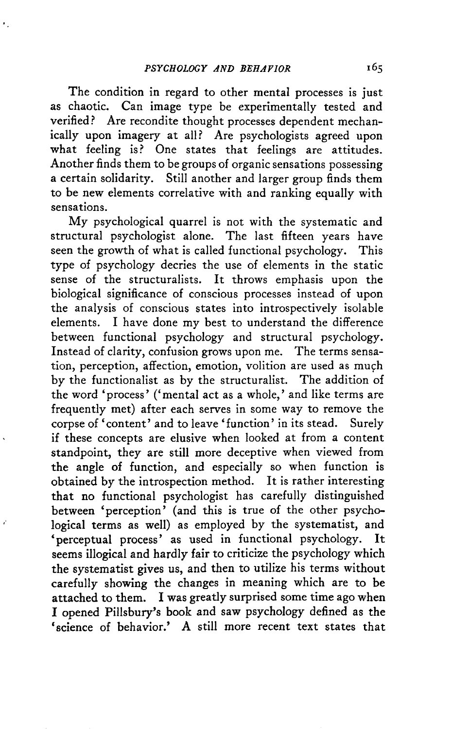The condition in regard to other mental processes is just as chaotic. Can image type be experimentally tested and verified? Are recondite thought processes dependent mechanically upon imagery at all? Are psychologists agreed upon what feeling is? One states that feelings are attitudes. Another finds them to be groups of organic sensations possessing a certain solidarity. Still another and larger group finds them to be new elements correlative with and ranking equally with sensations.

My psychological quarrel is not with the systematic and structural psychologist alone. The last fifteen years have seen the growth of what is called functional psychology. This type of psychology decries the use of elements in the static sense of the structuralists. It throws emphasis upon the biological significance of conscious processes instead of upon the analysis of conscious states into introspectively isolable elements. I have done my best to understand the difference between functional psychology and structural psychology. Instead of clarity, confusion grows upon me. The terms sensation, perception, affection, emotion, volition are used as much by the functionalist as by the structuralist. The addition of the word 'process' ('mental act as a whole,' and like terms are frequently met) after each serves in some way to remove the corpse of 'content' and to leave 'function' in its stead. Surely if these concepts are elusive when looked at from a content standpoint, they are still more deceptive when viewed from the angle of function, and especially so when function is obtained by the introspection method. It is rather interesting that no functional psychologist has carefully distinguished between 'perception' (and this is true of the other psychological terms as well) as employed by the systematist, and 'perceptual process' as used in functional psychology. It seems illogical and hardly fair to criticize the psychology which the systematist gives us, and then to utilize his terms without carefully showing the changes in meaning which are to be attached to them. I was greatly surprised some time ago when I opened Pillsbury's book and saw psychology defined as the 'science of behavior.' A still more recent text states that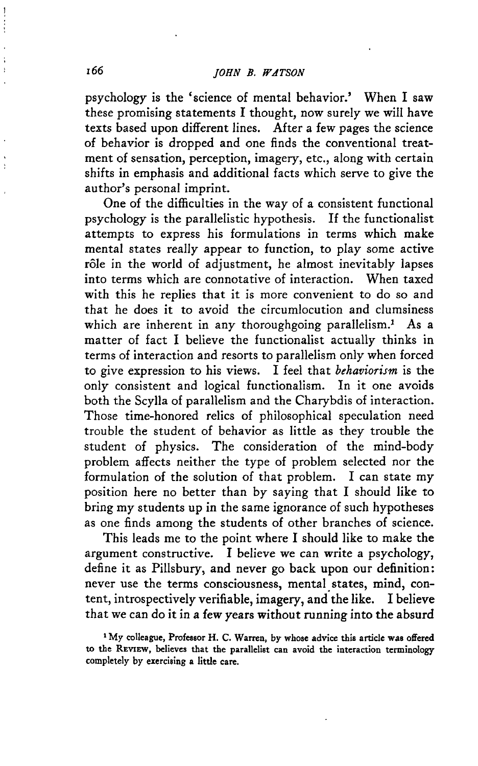psychology is the 'science of mental behavior.' When I saw these promising statements I thought, now surely we will have texts based upon different lines. After a few pages the science of behavior is dropped and one finds the conventional treatment of sensation, perception, imagery, etc., along with certain shifts in emphasis and additional facts which serve to give the author's personal imprint.

One of the difficulties in the way of a consistent functional psychology is the parallelistic hypothesis. If the functionalist attempts to express his formulations in terms which make mental states really appear to function, to play some active rôle in the world of adjustment, he almost inevitably lapses into terms which are connotative of interaction. When taxed with this he replies that it is more convenient to do so and that he does it to avoid the circumlocution and clumsiness which are inherent in any thoroughgoing parallelism.[1] As a matter of fact I believe the functionalist actually thinks in terms of interaction and resorts to parallelism only when forced to give expression to his views. I feel that *behaviorism* is the only consistent and logical functionalism. In it one avoids both the Scylla of parallelism and the Charybdis of interaction. Those time-honored relics of philosophical speculation need trouble the student of behavior as little as they trouble the student of physics. The consideration of the mind-body problem affects neither the type of problem selected nor the formulation of the solution of that problem. I can state my position here no better than by saying that I should like to bring my students up in the same ignorance of such hypotheses as one finds among the students of other branches of science.

This leads me to the point where I should like to make the argument constructive. I believe we can write a psychology, define it as Pillsbury, and never go back upon our definition: never use the terms consciousness, mental states, mind, content, introspectively verifiable, imagery, and the like. I believe that we can do it in a few years without running into the absurd

[1] My colleague, Professor H. C. Warren, by whose advice this article was offered to the REVIEW, believes that the parallelist can avoid the interaction terminology completely by exercising a little care.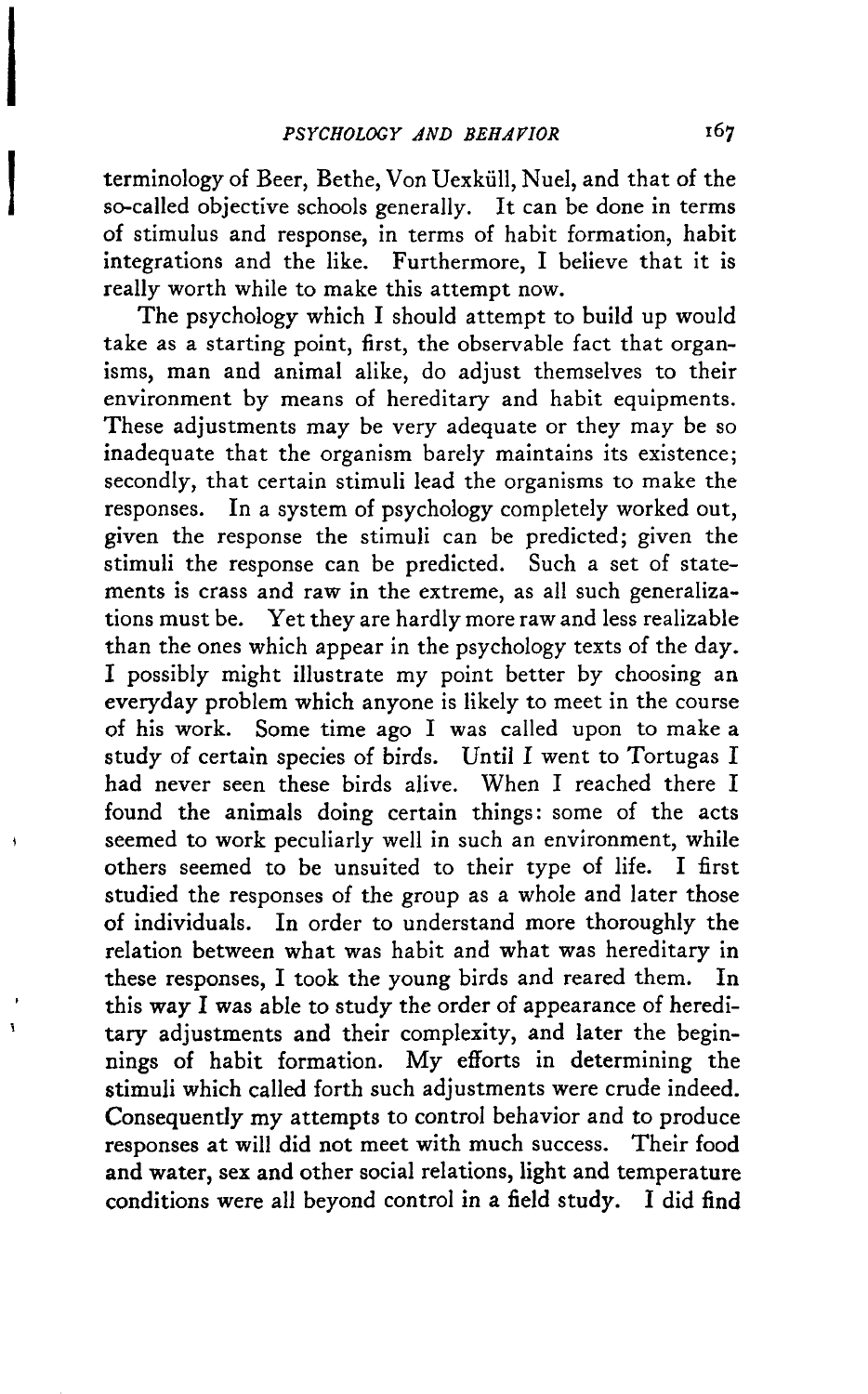terminology of Beer, Bethe, Von Uexküll, Nuel, and that of the so-called objective schools generally. It can be done in terms of stimulus and response, in terms of habit formation, habit integrations and the like. Furthermore, I believe that it is really worth while to make this attempt now.

The psychology which I should attempt to build up would take as a starting point, first, the observable fact that organisms, man and animal alike, do adjust themselves to their environment by means of hereditary and habit equipments. These adjustments may be very adequate or they may be so inadequate that the organism barely maintains its existence; secondly, that certain stimuli lead the organisms to make the responses. In a system of psychology completely worked out, given the response the stimuli can be predicted; given the stimuli the response can be predicted. Such a set of statements is crass and raw in the extreme, as all such generalizations must be. Yet they are hardly more raw and less realizable than the ones which appear in the psychology texts of the day. I possibly might illustrate my point better by choosing an everyday problem which anyone is likely to meet in the course of his work. Some time ago I was called upon to make a study of certain species of birds. Until I went to Tortugas I had never seen these birds alive. When I reached there I found the animals doing certain things: some of the acts seemed to work peculiarly well in such an environment, while others seemed to be unsuited to their type of life. I first studied the responses of the group as a whole and later those of individuals. In order to understand more thoroughly the relation between what was habit and what was hereditary in these responses, I took the young birds and reared them. In this way I was able to study the order of appearance of hereditary adjustments and their complexity, and later the beginnings of habit formation. My efforts in determining the stimuli which called forth such adjustments were crude indeed. Consequently my attempts to control behavior and to produce responses at will did not meet with much success. Their food and water, sex and other social relations, light and temperature conditions were all beyond control in a field study. I did find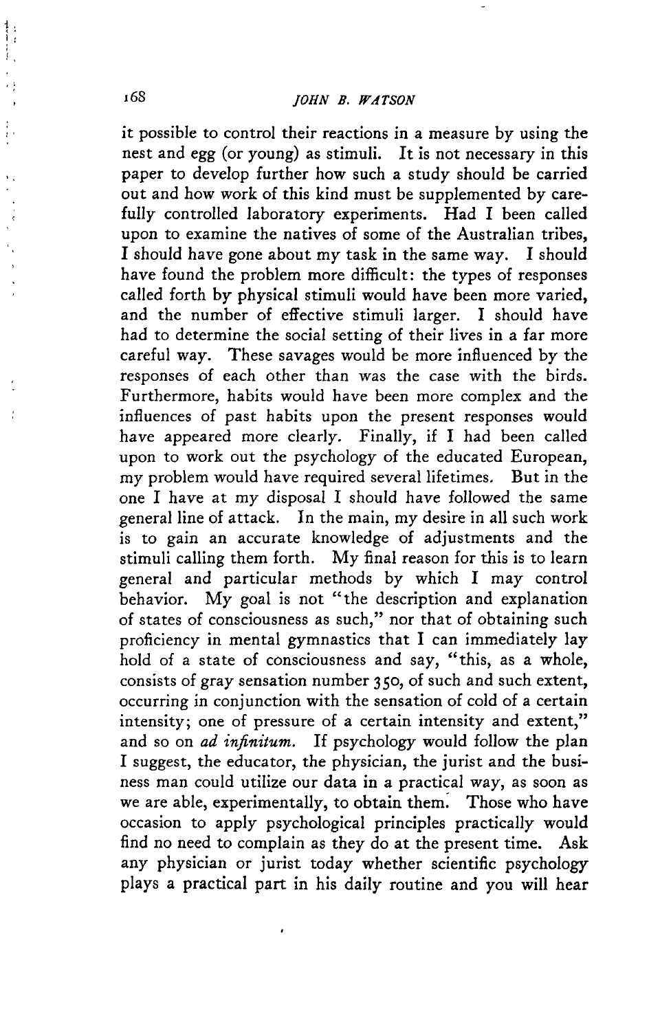it possible to control their reactions in a measure by using the nest and egg (or young) as stimuli. It is not necessary in this paper to develop further how such a study should be carried out and how work of this kind must be supplemented by carefully controlled laboratory experiments. Had I been called upon to examine the natives of some of the Australian tribes, I should have gone about my task in the same way. I should have found the problem more difficult: the types of responses called forth by physical stimuli would have been more varied, and the number of effective stimuli larger. I should have had to determine the social setting of their lives in a far more careful way. These savages would be more influenced by the responses of each other than was the case with the birds. Furthermore, habits would have been more complex and the influences of past habits upon the present responses would have appeared more clearly. Finally, if I had been called upon to work out the psychology of the educated European, my problem would have required several lifetimes. But in the one I have at my disposal I should have followed the same general line of attack. In the main, my desire in all such work is to gain an accurate knowledge of adjustments and the stimuli calling them forth. My final reason for this is to learn general and particular methods by which I may control behavior. My goal is not "the description and explanation of states of consciousness as such," nor that of obtaining such proficiency in mental gymnastics that I can immediately lay hold of a state of consciousness and say, "this, as a whole, consists of gray sensation number 350, of such and such extent, occurring in conjunction with the sensation of cold of a certain intensity; one of pressure of a certain intensity and extent," and so on *ad infinitum*. If psychology would follow the plan I suggest, the educator, the physician, the jurist and the business man could utilize our data in a practical way, as soon as we are able, experimentally, to obtain them. Those who have occasion to apply psychological principles practically would find no need to complain as they do at the present time. Ask any physician or jurist today whether scientific psychology plays a practical part in his daily routine and you will hear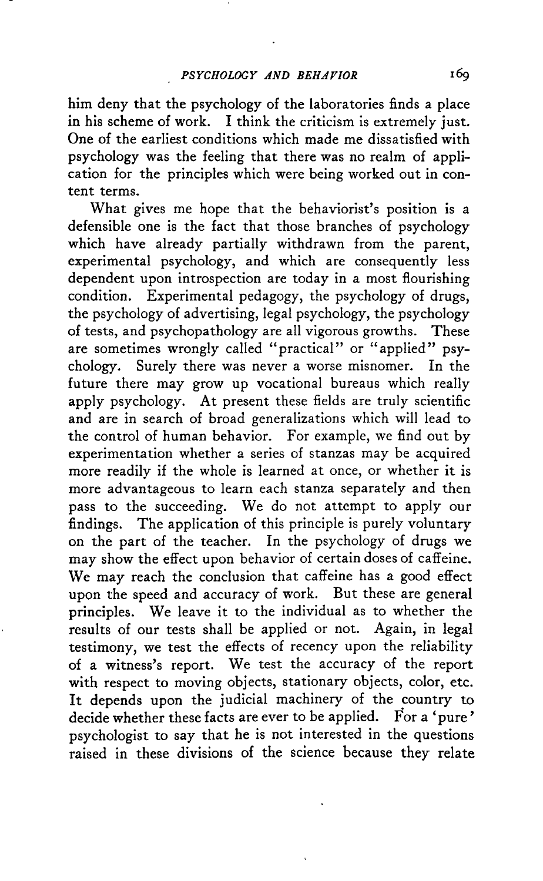him deny that the psychology of the laboratories finds a place in his scheme of work. I think the criticism is extremely just. One of the earliest conditions which made me dissatisfied with psychology was the feeling that there was no realm of application for the principles which were being worked out in content terms.

What gives me hope that the behaviorist's position is a defensible one is the fact that those branches of psychology which have already partially withdrawn from the parent, experimental psychology, and which are consequently less dependent upon introspection are today in a most flourishing condition. Experimental pedagogy, the psychology of drugs, the psychology of advertising, legal psychology, the psychology of tests, and psychopathology are all vigorous growths. These are sometimes wrongly called "practical" or "applied" psychology. Surely there was never a worse misnomer. In the future there may grow up vocational bureaus which really apply psychology. At present these fields are truly scientific and are in search of broad generalizations which will lead to the control of human behavior. For example, we find out by experimentation whether a series of stanzas may be acquired more readily if the whole is learned at once, or whether it is more advantageous to learn each stanza separately and then pass to the succeeding. We do not attempt to apply our findings. The application of this principle is purely voluntary on the part of the teacher. In the psychology of drugs we may show the effect upon behavior of certain doses of caffeine. We may reach the conclusion that caffeine has a good effect upon the speed and accuracy of work. But these are general principles. We leave it to the individual as to whether the results of our tests shall be applied or not. Again, in legal testimony, we test the effects of recency upon the reliability of a witness's report. We test the accuracy of the report with respect to moving objects, stationary objects, color, etc. It depends upon the judicial machinery of the country to decide whether these facts are ever to be applied. For a 'pure' psychologist to say that he is not interested in the questions raised in these divisions of the science because they relate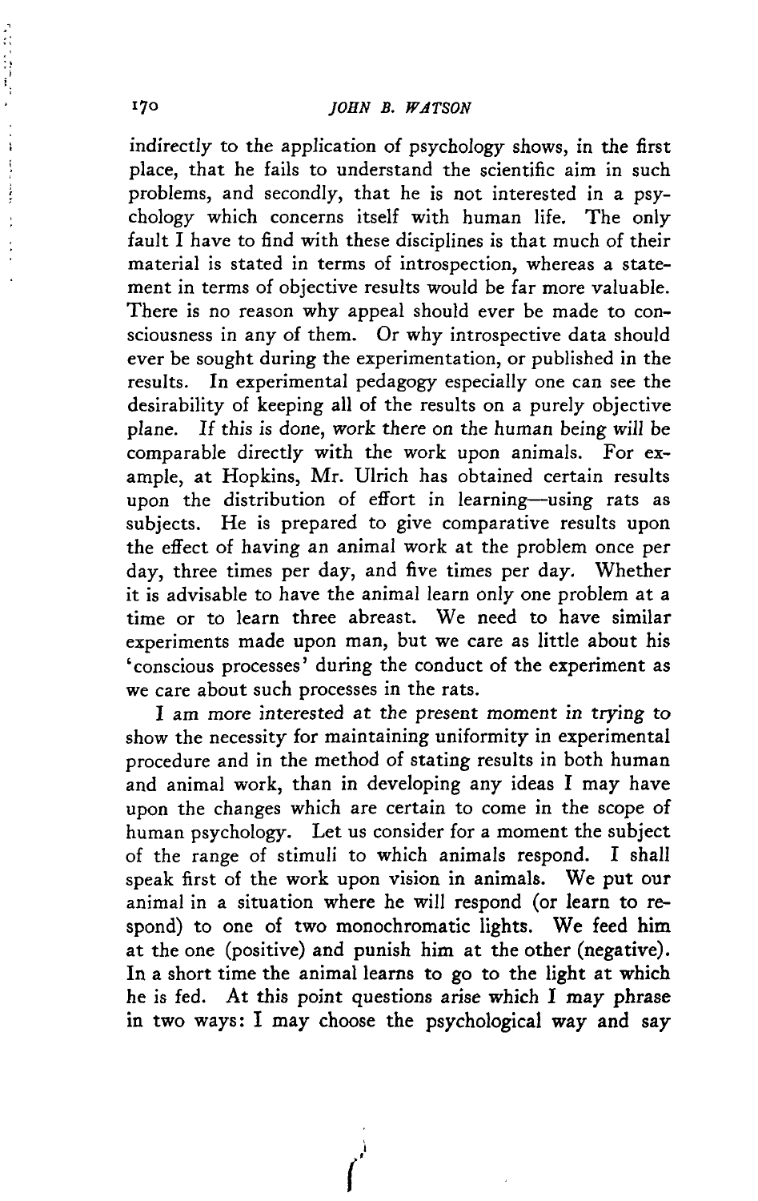indirectly to the application of psychology shows, in the first place, that he fails to understand the scientific aim in such problems, and secondly, that he is not interested in a psychology which concerns itself with human life. The only fault I have to find with these disciplines is that much of their material is stated in terms of introspection, whereas a statement in terms of objective results would be far more valuable. There is no reason why appeal should ever be made to consciousness in any of them. Or why introspective data should ever be sought during the experimentation, or published in the results. In experimental pedagogy especially one can see the desirability of keeping all of the results on a purely objective plane. If this is done, work there on the human being will be comparable directly with the work upon animals. For example, at Hopkins, Mr. Ulrich has obtained certain results upon the distribution of effort in learning—using rats as subjects. He is prepared to give comparative results upon the effect of having an animal work at the problem once per day, three times per day, and five times per day. Whether it is advisable to have the animal learn only one problem at a time or to learn three abreast. We need to have similar experiments made upon man, but we care as little about his 'conscious processes' during the conduct of the experiment as we care about such processes in the rats.

I am more interested at the present moment in trying to show the necessity for maintaining uniformity in experimental procedure and in the method of stating results in both human and animal work, than in developing any ideas I may have upon the changes which are certain to come in the scope of human psychology. Let us consider for a moment the subject of the range of stimuli to which animals respond. I shall speak first of the work upon vision in animals. We put our animal in a situation where he will respond (or learn to respond) to one of two monochromatic lights. We feed him at the one (positive) and punish him at the other (negative). In a short time the animal learns to go to the light at which he is fed. At this point questions arise which I may phrase in two ways: I may choose the psychological way and say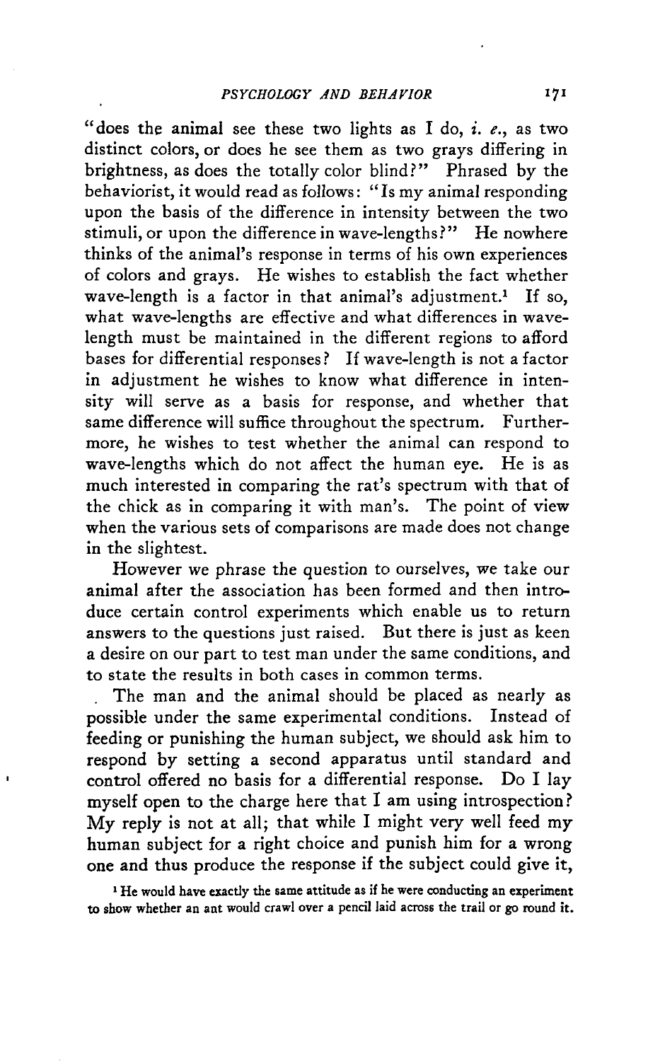"does the animal see these two lights as I do, *i. e.*, as two distinct colors, or does he see them as two grays differing in brightness, as does the totally color blind?" Phrased by the behaviorist, it would read as follows: "Is my animal responding upon the basis of the difference in intensity between the two stimuli, or upon the difference in wave-lengths?" He nowhere thinks of the animal's response in terms of his own experiences of colors and grays. He wishes to establish the fact whether wave-length is a factor in that animal's adjustment.[1] If so, what wave-lengths are effective and what differences in wave-length must be maintained in the different regions to afford bases for differential responses? If wave-length is not a factor in adjustment he wishes to know what difference in intensity will serve as a basis for response, and whether that same difference will suffice throughout the spectrum. Furthermore, he wishes to test whether the animal can respond to wave-lengths which do not affect the human eye. He is as much interested in comparing the rat's spectrum with that of the chick as in comparing it with man's. The point of view when the various sets of comparisons are made does not change in the slightest.

However we phrase the question to ourselves, we take our animal after the association has been formed and then introduce certain control experiments which enable us to return answers to the questions just raised. But there is just as keen a desire on our part to test man under the same conditions, and to state the results in both cases in common terms.

The man and the animal should be placed as nearly as possible under the same experimental conditions. Instead of feeding or punishing the human subject, we should ask him to respond by setting a second apparatus until standard and control offered no basis for a differential response. Do I lay myself open to the charge here that I am using introspection? My reply is not at all; that while I might very well feed my human subject for a right choice and punish him for a wrong one and thus produce the response if the subject could give it,

[1] He would have exactly the same attitude as if he were conducting an experiment to show whether an ant would crawl over a pencil laid across the trail or go round it.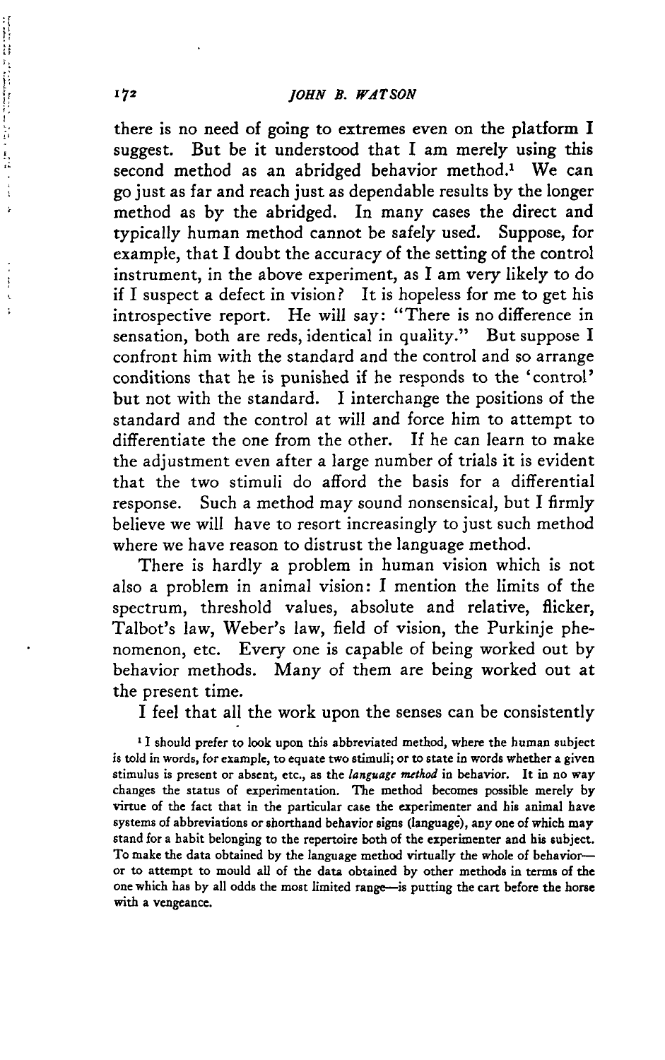there is no need of going to extremes even on the platform I suggest. But be it understood that I am merely using this second method as an abridged behavior method.[1] We can go just as far and reach just as dependable results by the longer method as by the abridged. In many cases the direct and typically human method cannot be safely used. Suppose, for example, that I doubt the accuracy of the setting of the control instrument, in the above experiment, as I am very likely to do if I suspect a defect in vision? It is hopeless for me to get his introspective report. He will say: "There is no difference in sensation, both are reds, identical in quality." But suppose I confront him with the standard and the control and so arrange conditions that he is punished if he responds to the 'control' but not with the standard. I interchange the positions of the standard and the control at will and force him to attempt to differentiate the one from the other. If he can learn to make the adjustment even after a large number of trials it is evident that the two stimuli do afford the basis for a differential response. Such a method may sound nonsensical, but I firmly believe we will have to resort increasingly to just such method where we have reason to distrust the language method.

There is hardly a problem in human vision which is not also a problem in animal vision: I mention the limits of the spectrum, threshold values, absolute and relative, flicker, Talbot's law, Weber's law, field of vision, the Purkinje phenomenon, etc. Every one is capable of being worked out by behavior methods. Many of them are being worked out at the present time.

I feel that all the work upon the senses can be consistently

[1] I should prefer to look upon this abbreviated method, where the human subject is told in words, for example, to equate two stimuli; or to state in words whether a given stimulus is present or absent, etc., as the *language method* in behavior. It in no way changes the status of experimentation. The method becomes possible merely by virtue of the fact that in the particular case the experimenter and his animal have systems of abbreviations or shorthand behavior signs (language), any one of which may stand for a habit belonging to the repertoire both of the experimenter and his subject. To make the data obtained by the language method virtually the whole of behavior—or to attempt to mould all of the data obtained by other methods in terms of the one which has by all odds the most limited range—is putting the cart before the horse with a vengeance.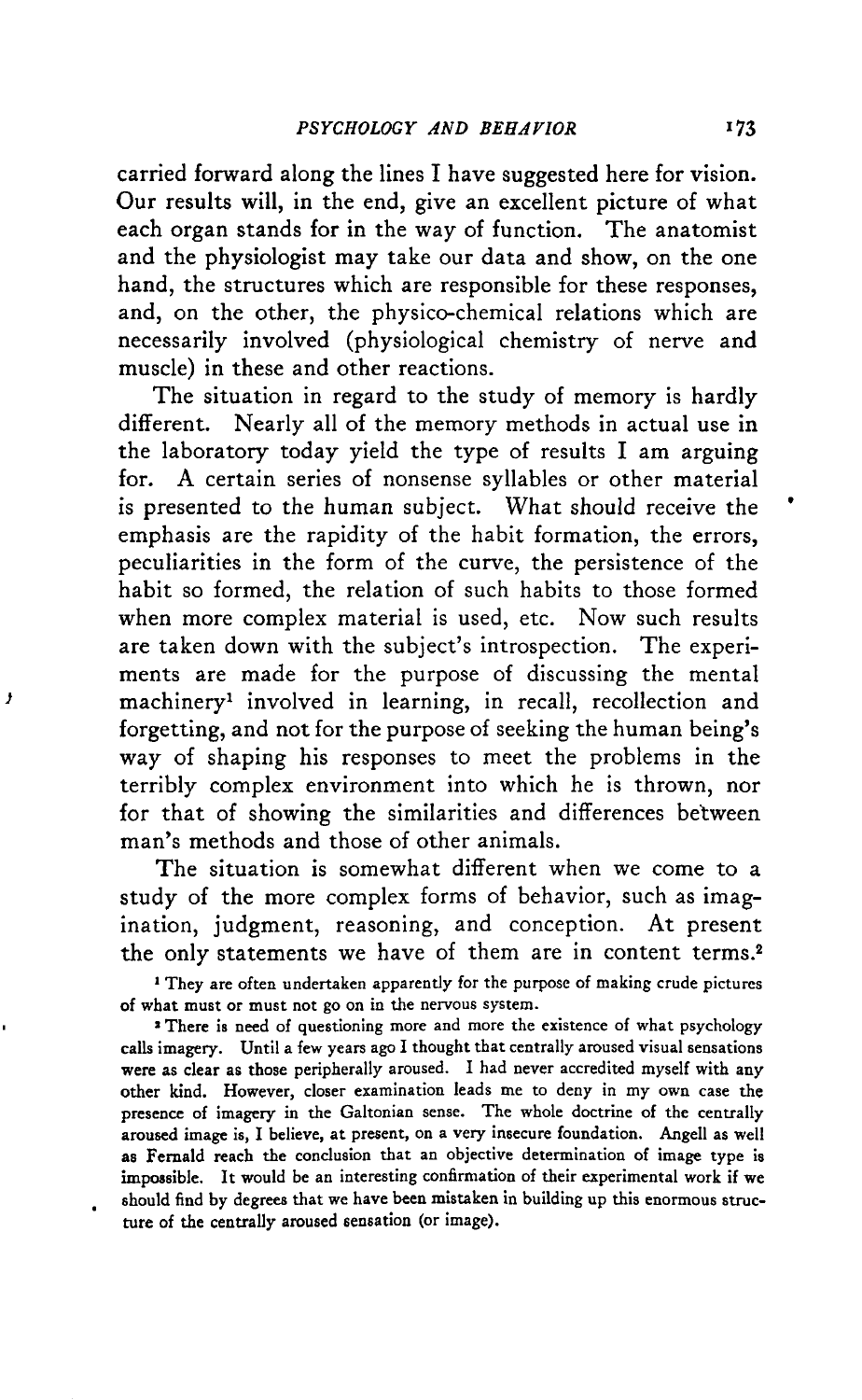carried forward along the lines I have suggested here for vision. Our results will, in the end, give an excellent picture of what each organ stands for in the way of function. The anatomist and the physiologist may take our data and show, on the one hand, the structures which are responsible for these responses, and, on the other, the physico-chemical relations which are necessarily involved (physiological chemistry of nerve and muscle) in these and other reactions.

The situation in regard to the study of memory is hardly different. Nearly all of the memory methods in actual use in the laboratory today yield the type of results I am arguing for. A certain series of nonsense syllables or other material is presented to the human subject. What should receive the emphasis are the rapidity of the habit formation, the errors, peculiarities in the form of the curve, the persistence of the habit so formed, the relation of such habits to those formed when more complex material is used, etc. Now such results are taken down with the subject's introspection. The experiments are made for the purpose of discussing the mental machinery[1] involved in learning, in recall, recollection and forgetting, and not for the purpose of seeking the human being's way of shaping his responses to meet the problems in the terribly complex environment into which he is thrown, nor for that of showing the similarities and differences between man's methods and those of other animals.

The situation is somewhat different when we come to a study of the more complex forms of behavior, such as imagination, judgment, reasoning, and conception. At present the only statements we have of them are in content terms.[2]

[1] They are often undertaken apparently for the purpose of making crude pictures of what must or must not go on in the nervous system.

[2] There is need of questioning more and more the existence of what psychology calls imagery. Until a few years ago I thought that centrally aroused visual sensations were as clear as those peripherally aroused. I had never accredited myself with any other kind. However, closer examination leads me to deny in my own case the presence of imagery in the Galtonian sense. The whole doctrine of the centrally aroused image is, I believe, at present, on a very insecure foundation. Angell as well as Fernald reach the conclusion that an objective determination of image type is impossible. It would be an interesting confirmation of their experimental work if we should find by degrees that we have been mistaken in building up this enormous structure of the centrally aroused sensation (or image).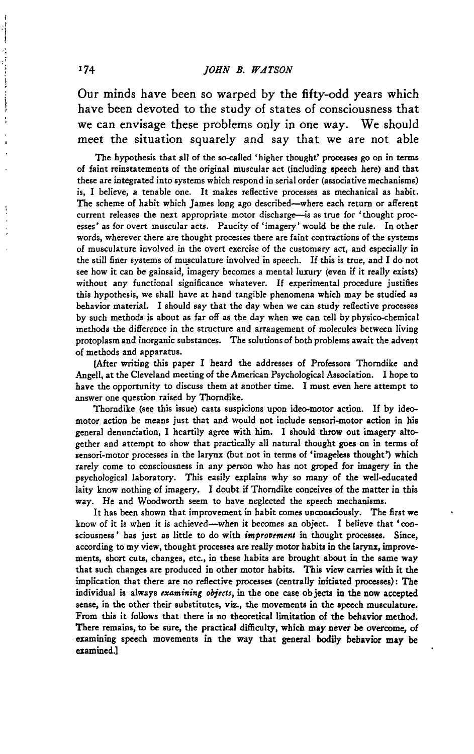Our minds have been so warped by the fifty-odd years which have been devoted to the study of states of consciousness that we can envisage these problems only in one way. We should meet the situation squarely and say that we are not able

The hypothesis that all of the so-called 'higher thought' processes go on in terms of faint reinstatements of the original muscular act (including speech here) and that these are integrated into systems which respond in serial order (associative mechanisms) is, I believe, a tenable one. It makes reflective processes as mechanical as habit. The scheme of habit which James long ago described—where each return or afferent current releases the next appropriate motor discharge—is as true for 'thought processes' as for overt muscular acts. Paucity of 'imagery' would be the rule. In other words, wherever there are thought processes there are faint contractions of the systems of musculature involved in the overt exercise of the customary act, and especially in the still finer systems of musculature involved in speech. If this is true, and I do not see how it can be gainsaid, imagery becomes a mental luxury (even if it really exists) without any functional significance whatever. If experimental procedure justifies this hypothesis, we shall have at hand tangible phenomena which may be studied as behavior material. I should say that the day when we can study reflective processes by such methods is about as far off as the day when we can tell by physico-chemical methods the difference in the structure and arrangement of molecules between living protoplasm and inorganic substances. The solutions of both problems await the advent of methods and apparatus.

[After writing this paper I heard the addresses of Professors Thorndike and Angell, at the Cleveland meeting of the American Psychological Association. I hope to have the opportunity to discuss them at another time. I must even here attempt to answer one question raised by Thorndike.

Thorndike (see this issue) casts suspicions upon ideo-motor action. If by ideo-motor action he means just that and would not include sensori-motor action in his general denunciation, I heartily agree with him. I should throw out imagery altogether and attempt to show that practically all natural thought goes on in terms of sensori-motor processes in the larynx (but not in terms of 'imageless thought') which rarely come to consciousness in any person who has not groped for imagery in the psychological laboratory. This easily explains why so many of the well-educated laity know nothing of imagery. I doubt if Thorndike conceives of the matter in this way. He and Woodworth seem to have neglected the speech mechanisms.

It has been shown that improvement in habit comes unconsciously. The first we know of it is when it is achieved—when it becomes an object. I believe that 'consciousness' has just as little to do with *improvement* in thought processes. Since, according to my view, thought processes are really motor habits in the larynx, improvements, short cuts, changes, etc., in these habits are brought about in the same way that such changes are produced in other motor habits. This view carries with it the implication that there are no reflective processes (centrally initiated processes): The individual is always *examining objects*, in the one case objects in the now accepted sense, in the other their substitutes, viz., the movements in the speech musculature. From this it follows that there is no theoretical limitation of the behavior method. There remains, to be sure, the practical difficulty, which may never be overcome, of examining speech movements in the way that general bodily behavior may be examined.]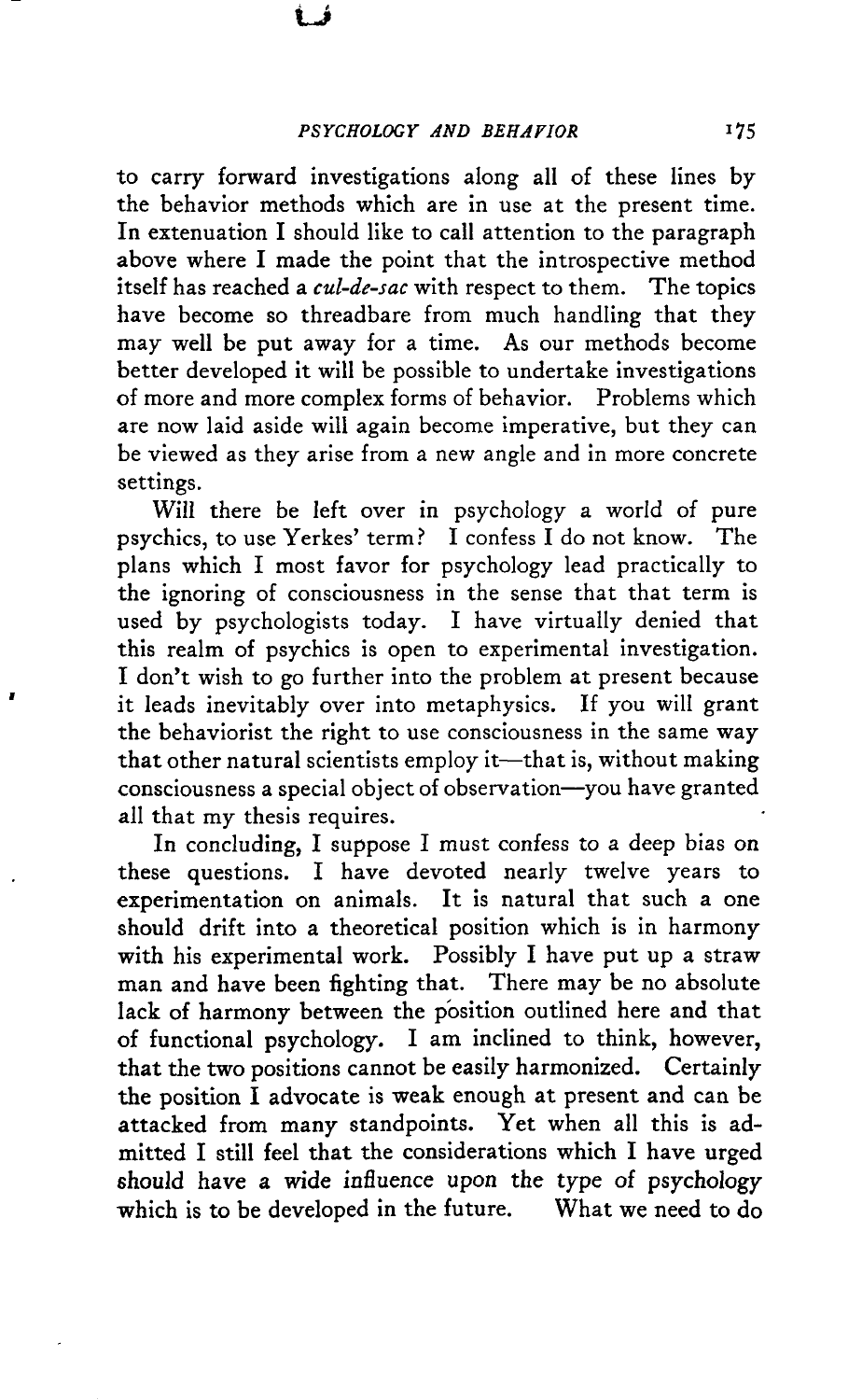to carry forward investigations along all of these lines by the behavior methods which are in use at the present time. In extenuation I should like to call attention to the paragraph above where I made the point that the introspective method itself has reached a *cul-de-sac* with respect to them. The topics have become so threadbare from much handling that they may well be put away for a time. As our methods become better developed it will be possible to undertake investigations of more and more complex forms of behavior. Problems which are now laid aside will again become imperative, but they can be viewed as they arise from a new angle and in more concrete settings.

Will there be left over in psychology a world of pure psychics, to use Yerkes' term? I confess I do not know. The plans which I most favor for psychology lead practically to the ignoring of consciousness in the sense that that term is used by psychologists today. I have virtually denied that this realm of psychics is open to experimental investigation. I don't wish to go further into the problem at present because it leads inevitably over into metaphysics. If you will grant the behaviorist the right to use consciousness in the same way that other natural scientists employ it—that is, without making consciousness a special object of observation—you have granted all that my thesis requires.

In concluding, I suppose I must confess to a deep bias on these questions. I have devoted nearly twelve years to experimentation on animals. It is natural that such a one should drift into a theoretical position which is in harmony with his experimental work. Possibly I have put up a straw man and have been fighting that. There may be no absolute lack of harmony between the position outlined here and that of functional psychology. I am inclined to think, however, that the two positions cannot be easily harmonized. Certainly the position I advocate is weak enough at present and can be attacked from many standpoints. Yet when all this is admitted I still feel that the considerations which I have urged should have a wide influence upon the type of psychology which is to be developed in the future. What we need to do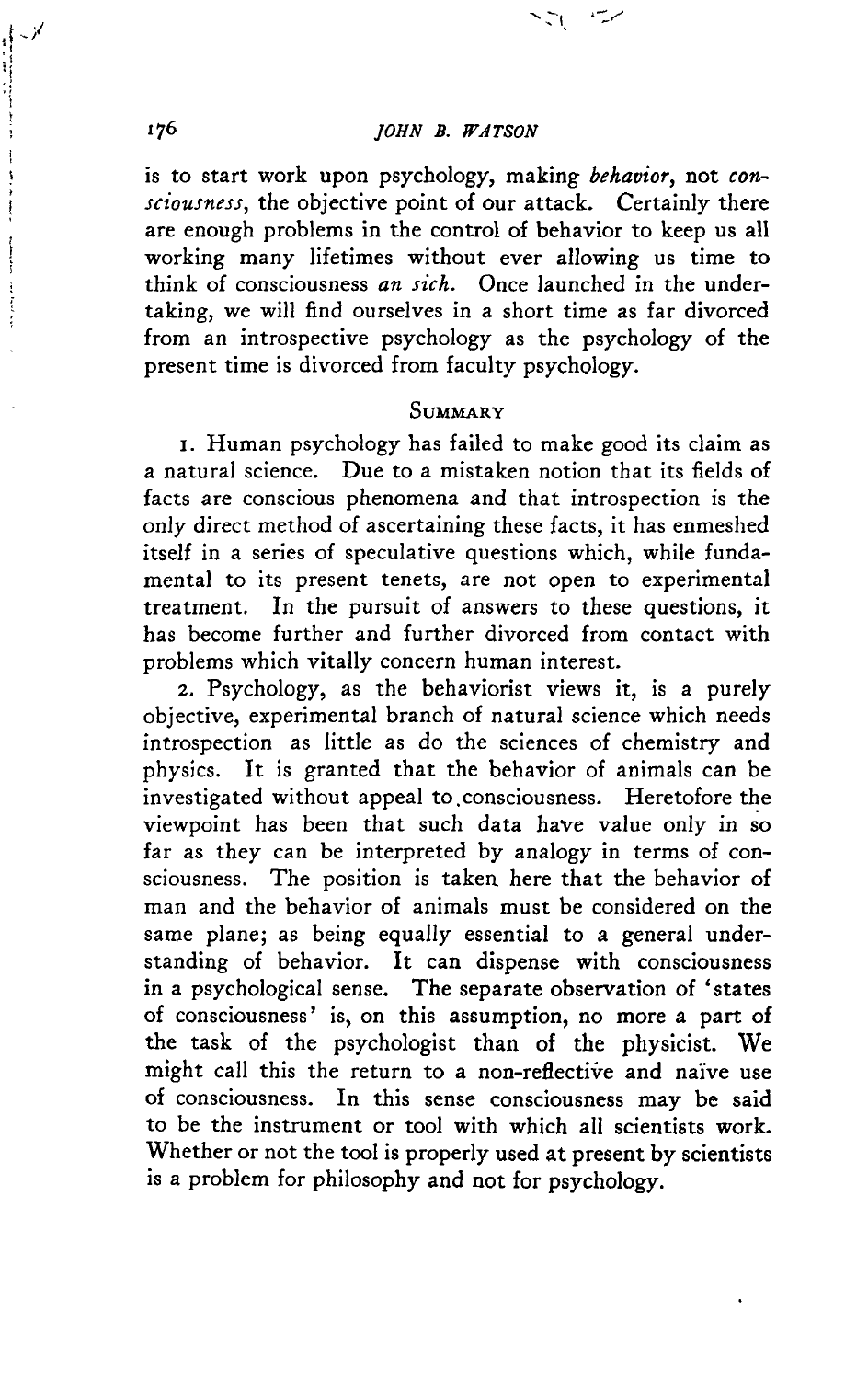is to start work upon psychology, making *behavior*, not *consciousness*, the objective point of our attack. Certainly there are enough problems in the control of behavior to keep us all working many lifetimes without ever allowing us time to think of consciousness *an sich*. Once launched in the undertaking, we will find ourselves in a short time as far divorced from an introspective psychology as the psychology of the present time is divorced from faculty psychology.

## Summary

1. Human psychology has failed to make good its claim as a natural science. Due to a mistaken notion that its fields of facts are conscious phenomena and that introspection is the only direct method of ascertaining these facts, it has enmeshed itself in a series of speculative questions which, while fundamental to its present tenets, are not open to experimental treatment. In the pursuit of answers to these questions, it has become further and further divorced from contact with problems which vitally concern human interest.

2. Psychology, as the behaviorist views it, is a purely objective, experimental branch of natural science which needs introspection as little as do the sciences of chemistry and physics. It is granted that the behavior of animals can be investigated without appeal to consciousness. Heretofore the viewpoint has been that such data have value only in so far as they can be interpreted by analogy in terms of consciousness. The position is taken here that the behavior of man and the behavior of animals must be considered on the same plane; as being equally essential to a general understanding of behavior. It can dispense with consciousness in a psychological sense. The separate observation of 'states of consciousness' is, on this assumption, no more a part of the task of the psychologist than of the physicist. We might call this the return to a non-reflective and naïve use of consciousness. In this sense consciousness may be said to be the instrument or tool with which all scientists work. Whether or not the tool is properly used at present by scientists is a problem for philosophy and not for psychology.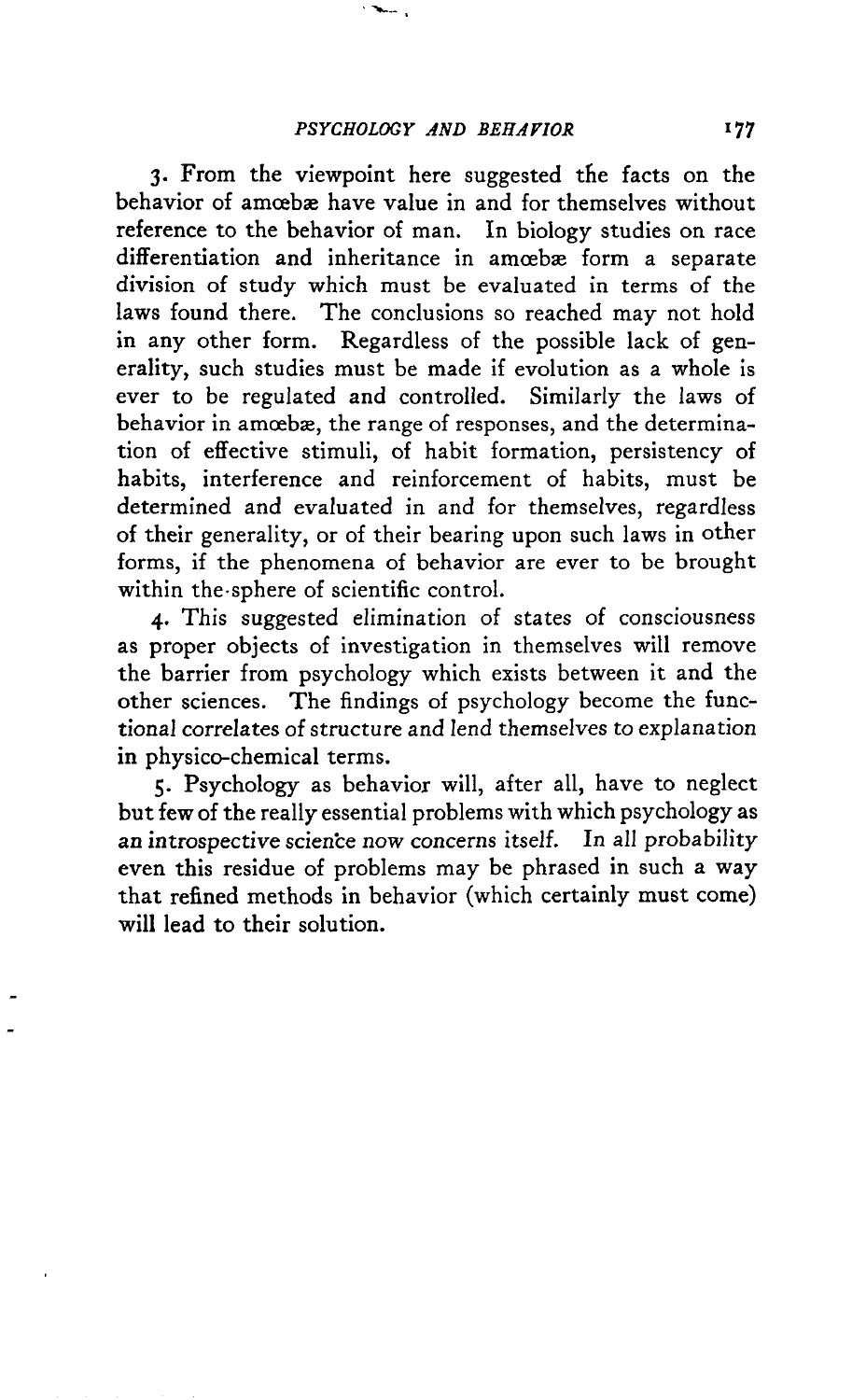3. From the viewpoint here suggested the facts on the behavior of amœbæ have value in and for themselves without reference to the behavior of man. In biology studies on race differentiation and inheritance in amœbæ form a separate division of study which must be evaluated in terms of the laws found there. The conclusions so reached may not hold in any other form. Regardless of the possible lack of generality, such studies must be made if evolution as a whole is ever to be regulated and controlled. Similarly the laws of behavior in amœbæ, the range of responses, and the determination of effective stimuli, of habit formation, persistency of habits, interference and reinforcement of habits, must be determined and evaluated in and for themselves, regardless of their generality, or of their bearing upon such laws in other forms, if the phenomena of behavior are ever to be brought within the sphere of scientific control.

4. This suggested elimination of states of consciousness as proper objects of investigation in themselves will remove the barrier from psychology which exists between it and the other sciences. The findings of psychology become the functional correlates of structure and lend themselves to explanation in physico-chemical terms.

5. Psychology as behavior will, after all, have to neglect but few of the really essential problems with which psychology as an introspective science now concerns itself. In all probability even this residue of problems may be phrased in such a way that refined methods in behavior (which certainly must come) will lead to their solution.